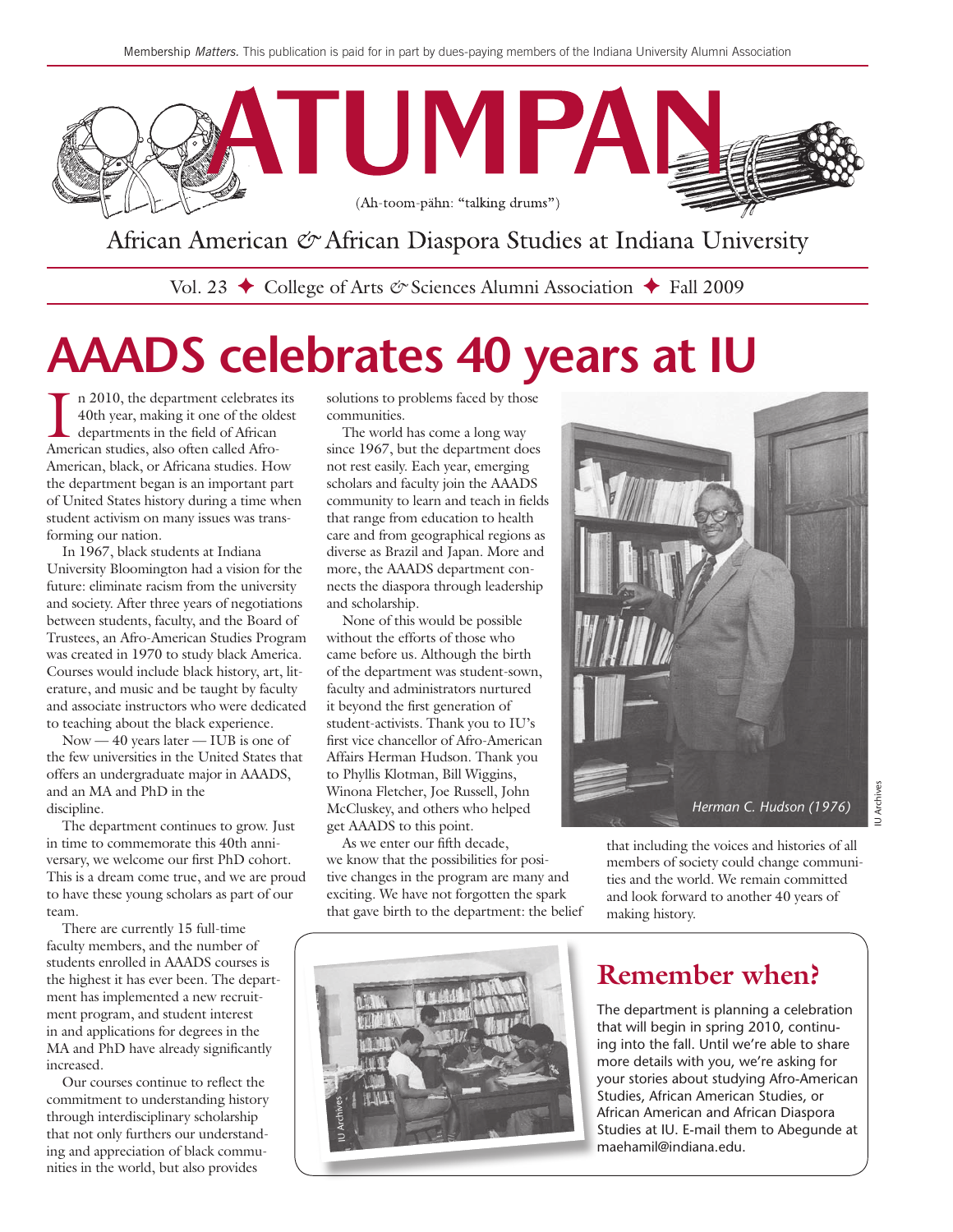Membership *Matters.* This publication is paid for in part by dues-paying members of the Indiana University Alumni Association

# ATUMPAN

(Ah-toom-pähn: "talking drums")

African American & African Diaspora Studies at Indiana University

Vol. 23 ✦ College of Arts & Sciences Alumni Association ✦ Fall 2009

# AAADS celebrates 40 years at IU

In 2010, the department celebrates its 40th year, making it one of the oldest departments in the field of African American studies, also often called Afro-American, black, or Africana studies. How the department began is an important part of United States history during a time when student activism on many issues was transforming our nation.

In 1967, black students at Indiana University Bloomington had a vision for the future: eliminate racism from the university and society. After three years of negotiations between students, faculty, and the Board of Trustees, an Afro-American Studies Program was created in 1970 to study black America. Courses would include black history, art, literature, and music and be taught by faculty and associate instructors who were dedicated to teaching about the black experience.

Now — 40 years later — IUB is one of the few universities in the United States that offers an undergraduate major in AAADS, and an MA and PhD in the discipline.

The department continues to grow. Just in time to commemorate this 40th anniversary, we welcome our first PhD cohort. This is a dream come true, and we are proud to have these young scholars as part of our team.

There are currently 15 full-time faculty members, and the number of students enrolled in AAADS courses is the highest it has ever been. The department has implemented a new recruitment program, and student interest in and applications for degrees in the MA and PhD have already significantly increased.

Our courses continue to reflect the commitment to understanding history through interdisciplinary scholarship that not only furthers our understanding and appreciation of black communities in the world, but also provides solutions to problems faced by those communities.

The world has come a long way since 1967, but the department does not rest easily. Each year, emerging scholars and faculty join the AAADS community to learn and teach in fields that range from education to health care and from geographical regions as diverse as Brazil and Japan. More and more, the AAADS department connects the diaspora through leadership and scholarship.

None of this would be possible without the efforts of those who came before us. Although the birth of the department was student-sown, faculty and administrators nurtured it beyond the first generation of student-activists. Thank you to IU's first vice chancellor of Afro-American Affairs Herman Hudson. Thank you to Phyllis Klotman, Bill Wiggins, Winona Fletcher, Joe Russell, John McCluskey, and others who helped get AAADS to this point.

As we enter our fifth decade, we know that the possibilities for positive changes in the program are many and exciting. We have not forgotten the spark that gave birth to the department: the belief that including the voices and histories of all members of society could change communities and the world. We remain committed and look forward to another 40 years of making history.

*Herman C. Hudson (1976)*

IU Archives

IU Archives

## Remember when?

The department is planning a celebration that will begin in spring 2010, continuing into the fall. Until we're able to share more details with you, we're asking for your stories about studying Afro-American Studies, African American Studies, or African American and African Diaspora Studies at IU. E-mail them to Abegunde at maehamil@indiana.edu.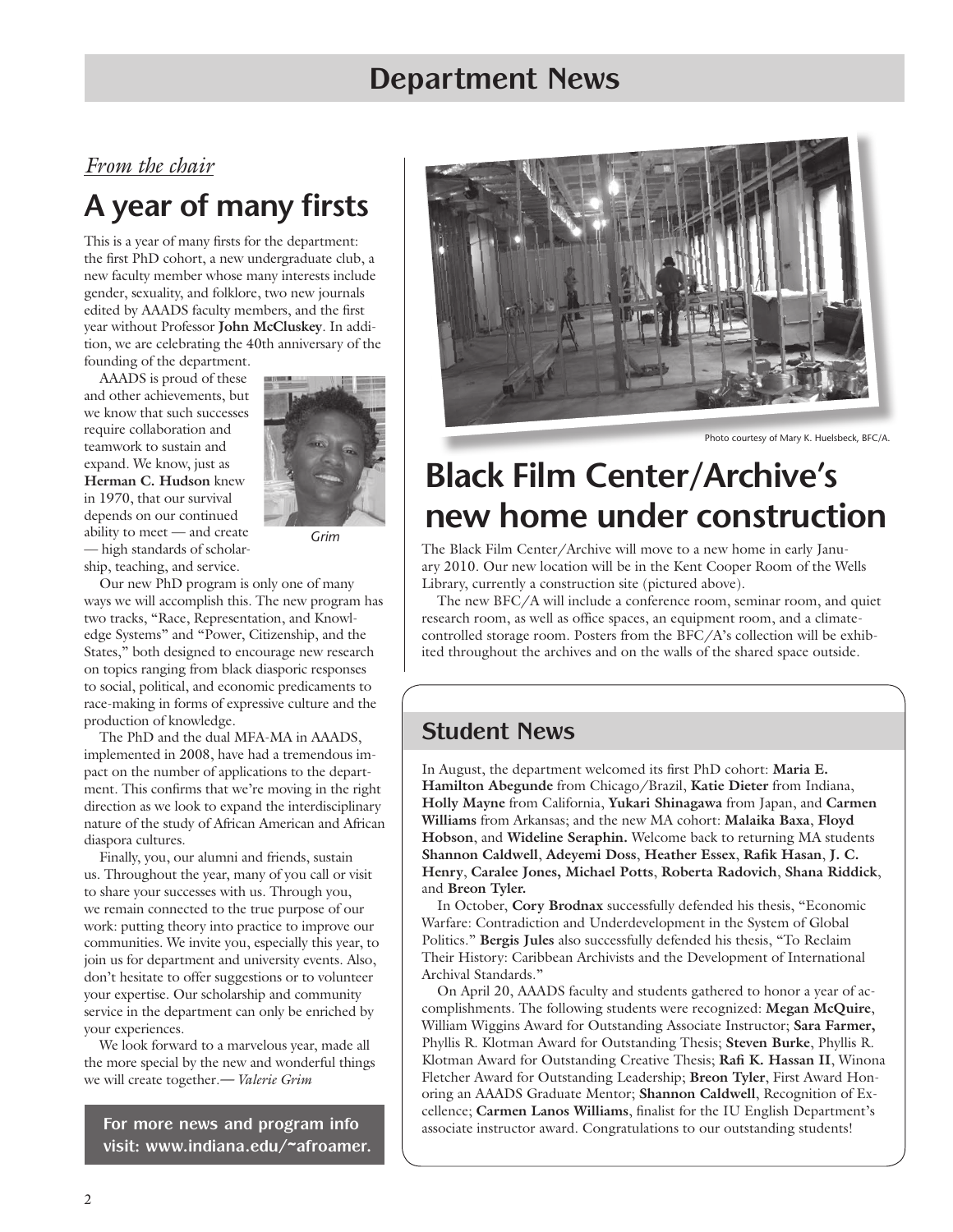## Department News

*From the chair*

# A year of many firsts

This is a year of many firsts for the department: the first PhD cohort, a new undergraduate club, a new faculty member whose many interests include gender, sexuality, and folklore, two new journals edited by AAADS faculty members, and the first year without Professor **John McCluskey**. In addition, we are celebrating the 40th anniversary of the founding of the department.

AAADS is proud of these and other achievements, but we know that such successes require collaboration and teamwork to sustain and expand. We know, just as **Herman C. Hudson** knew in 1970, that our survival depends on our continued ability to meet — and create — high standards of scholarship, teaching, and service.

Grim

Our new PhD program is only one of many ways we will accomplish this. The new program has two tracks, "Race, Representation, and Knowledge Systems" and "Power, Citizenship, and the States," both designed to encourage new research on topics ranging from black diasporic responses to social, political, and economic predicaments to race-making in forms of expressive culture and the production of knowledge.

The PhD and the dual MFA-MA in AAADS, implemented in 2008, have had a tremendous impact on the number of applications to the department. This confirms that we're moving in the right direction as we look to expand the interdisciplinary nature of the study of African American and African diaspora cultures.

Finally, you, our alumni and friends, sustain us. Throughout the year, many of you call or visit to share your successes with us. Through you, we remain connected to the true purpose of our work: putting theory into practice to improve our communities. We invite you, especially this year, to join us for department and university events. Also, don't hesitate to offer suggestions or to volunteer your expertise. Our scholarship and community service in the department can only be enriched by your experiences.

We look forward to a marvelous year, made all the more special by the new and wonderful things we will create together.— *Valerie Grim*

**For more news and program info visit: www.indiana.edu/~afroamer.**

Photo courtesy of Mary K. Huelsbeck, BFC/A.

# Black Film Center/Archive's new home under construction

The Black Film Center/Archive will move to a new home in early January 2010. Our new location will be in the Kent Cooper Room of the Wells Library, currently a construction site (pictured above).

The new BFC/A will include a conference room, seminar room, and quiet research room, as well as office spaces, an equipment room, and a climate-controlled storage room. Posters from the BFC/A's collection will be exhibited throughout the archives and on the walls of the shared space outside.

## Student News

In August, the department welcomed its first PhD cohort: **Maria E. Hamilton Abegunde** from Chicago/Brazil, **Katie Dieter** from Indiana, **Holly Mayne** from California, **Yukari Shinagawa** from Japan, and **Carmen Williams** from Arkansas; and the new MA cohort: **Malaika Baxa**, **Floyd Hobson**, and **Wideline Seraphin.** Welcome back to returning MA students **Shannon Caldwell**, **Adeyemi Doss**, **Heather Essex**, **Rafik Hasan**, **J. C. Henry**, **Caralee Jones**, **Michael Potts**, **Roberta Radovich**, **Shana Riddick**, and **Breon Tyler.**

In October, **Cory Brodnax** successfully defended his thesis, "Economic Warfare: Contradiction and Underdevelopment in the System of Global Politics." **Bergis Jules** also successfully defended his thesis, "To Reclaim Their History: Caribbean Archivists and the Development of International Archival Standards."

On April 20, AAADS faculty and students gathered to honor a year of accomplishments. The following students were recognized: **Megan McQuire**, William Wiggins Award for Outstanding Associate Instructor; **Sara Farmer,** Phyllis R. Klotman Award for Outstanding Thesis; **Steven Burke**, Phyllis R. Klotman Award for Outstanding Creative Thesis; **Rafi K. Hassan II**, Winona Fletcher Award for Outstanding Leadership; **Breon Tyler**, First Award Honoring an AAADS Graduate Mentor; **Shannon Caldwell**, Recognition of Excellence; **Carmen Lanos Williams**, finalist for the IU English Department's associate instructor award. Congratulations to our outstanding students!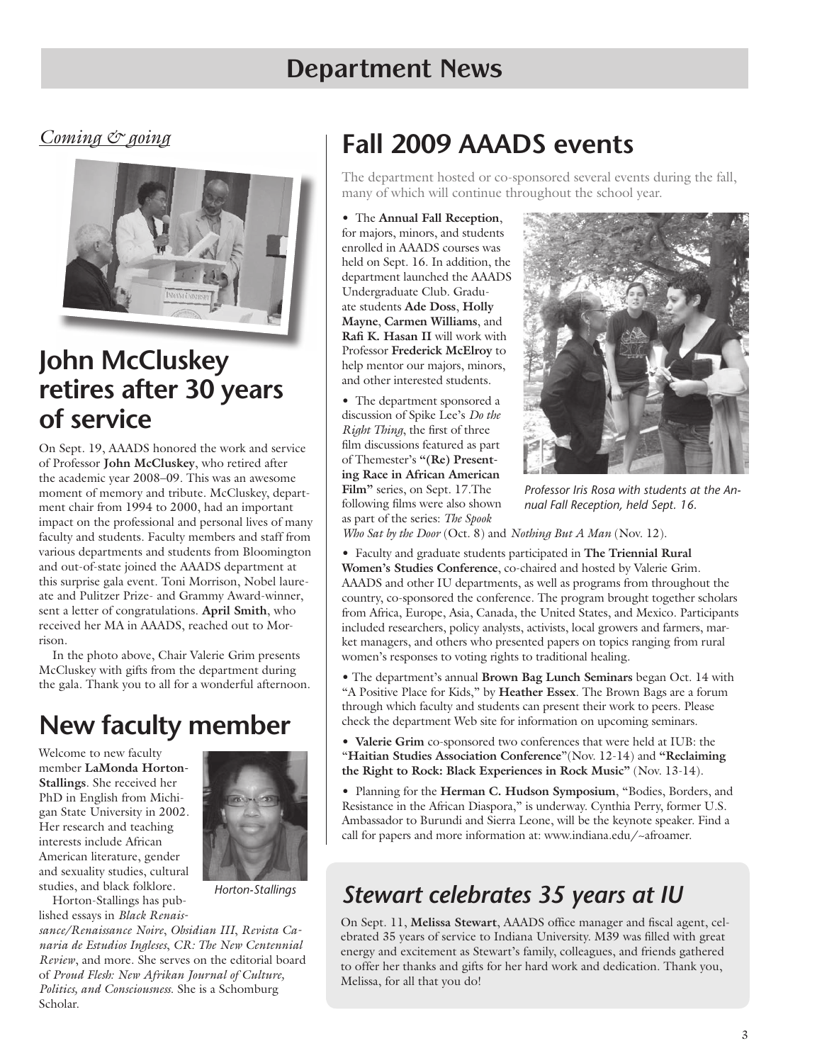# Department News

*Coming & going*

## John McCluskey retires after 30 years of service

On Sept. 19, AAADS honored the work and service of Professor **John McCluskey**, who retired after the academic year 2008–09. This was an awesome moment of memory and tribute. McCluskey, department chair from 1994 to 2000, had an important impact on the professional and personal lives of many faculty and students. Faculty members and staff from various departments and students from Bloomington and out-of-state joined the AAADS department at this surprise gala event. Toni Morrison, Nobel laureate and Pulitzer Prize- and Grammy Award-winner, sent a letter of congratulations. **April Smith**, who received her MA in AAADS, reached out to Morrison.

In the photo above, Chair Valerie Grim presents McCluskey with gifts from the department during the gala. Thank you to all for a wonderful afternoon.

## New faculty member

Welcome to new faculty member **LaMonda Horton-Stallings**. She received her PhD in English from Michigan State University in 2002. Her research and teaching interests include African American literature, gender and sexuality studies, cultural studies, and black folklore.

*Horton-Stallings*

Horton-Stallings has published essays in *Black Renaissance/Renaissance Noire*, *Obsidian III*, *Revista Canaria de Estudios Ingleses*, *CR: The New Centennial Review*, and more. She serves on the editorial board of *Proud Flesh: New Afrikan Journal of Culture, Politics, and Consciousness.* She is a Schomburg Scholar.

## Fall 2009 AAADS events

The department hosted or co-sponsored several events during the fall, many of which will continue throughout the school year.

- The **Annual Fall Reception**, for majors, minors, and students enrolled in AAADS courses was held on Sept. 16. In addition, the department launched the AAADS Undergraduate Club. Graduate students **Ade Doss**, **Holly Mayne**, **Carmen Williams**, and **Rafi K. Hasan II** will work with Professor **Frederick McElroy** to help mentor our majors, minors, and other interested students.
- The department sponsored a discussion of Spike Lee's *Do the Right Thing*, the first of three film discussions featured as part of Themester's **"(Re) Presenting Race in African American Film"** series, on Sept. 17.The following films were also shown as part of the series: *The Spook Who Sat by the Door* (Oct. 8) and *Nothing But A Man* (Nov. 12).

*Professor Iris Rosa with students at the Annual Fall Reception, held Sept. 16.*

- Faculty and graduate students participated in **The Triennial Rural Women's Studies Conference**, co-chaired and hosted by Valerie Grim. AAADS and other IU departments, as well as programs from throughout the country, co-sponsored the conference. The program brought together scholars from Africa, Europe, Asia, Canada, the United States, and Mexico. Participants included researchers, policy analysts, activists, local growers and farmers, market managers, and others who presented papers on topics ranging from rural women's responses to voting rights to traditional healing.
- The department's annual **Brown Bag Lunch Seminars** began Oct. 14 with "A Positive Place for Kids," by **Heather Essex**. The Brown Bags are a forum through which faculty and students can present their work to peers. Please check the department Web site for information on upcoming seminars.
- **Valerie Grim** co-sponsored two conferences that were held at IUB: the "**Haitian Studies Association Conference**"(Nov. 12-14) and **"Reclaiming the Right to Rock: Black Experiences in Rock Music"** (Nov. 13-14).
- Planning for the **Herman C. Hudson Symposium**, "Bodies, Borders, and Resistance in the African Diaspora," is underway. Cynthia Perry, former U.S. Ambassador to Burundi and Sierra Leone, will be the keynote speaker. Find a call for papers and more information at: www.indiana.edu/~afroamer.

## *Stewart celebrates 35 years at IU*

On Sept. 11, **Melissa Stewart**, AAADS office manager and fiscal agent, celebrated 35 years of service to Indiana University. M39 was filled with great energy and excitement as Stewart's family, colleagues, and friends gathered to offer her thanks and gifts for her hard work and dedication. Thank you, Melissa, for all that you do!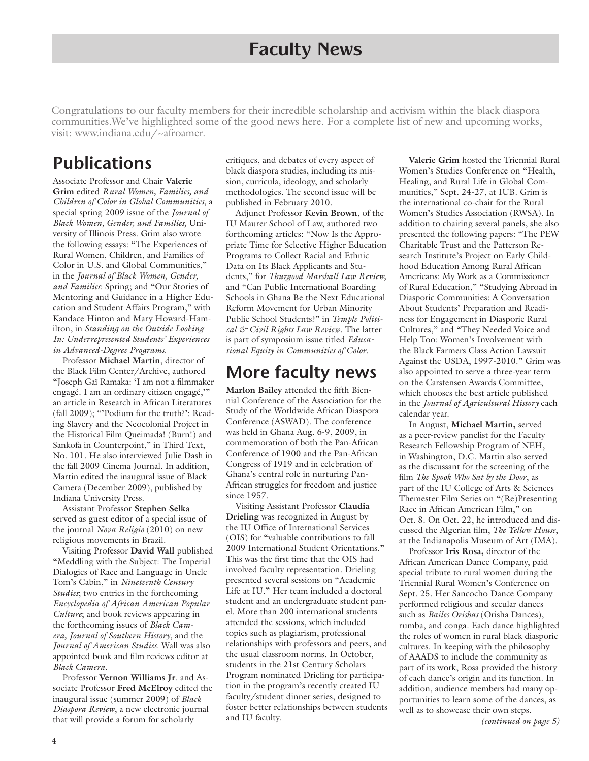# Faculty News

Congratulations to our faculty members for their incredible scholarship and activism within the black diaspora communities.We've highlighted some of the good news here. For a complete list of new and upcoming works, visit: www.indiana.edu/~afroamer.

## Publications

Associate Professor and Chair **Valerie Grim** edited *Rural Women, Families, and Children of Color in Global Communities*, a special spring 2009 issue of the *Journal of Black Women, Gender, and Families,* University of Illinois Press. Grim also wrote the following essays: "The Experiences of Rural Women, Children, and Families of Color in U.S. and Global Communities," in the *Journal of Black Women, Gender, and Families*: Spring; and "Our Stories of Mentoring and Guidance in a Higher Education and Student Affairs Program," with Kandace Hinton and Mary Howard-Hamilton, in *Standing on the Outside Looking In: Underrepresented Students' Experiences in Advanced-Degree Programs.*

Professor **Michael Martin**, director of the Black Film Center/Archive, authored "Joseph Gaï Ramaka: 'I am not a filmmaker engagé. I am an ordinary citizen engagé,'" an article in Research in African Literatures (fall 2009); "'Podium for the truth?': Reading Slavery and the Neocolonial Project in the Historical Film Queimada! (Burn!) and Sankofa in Counterpoint," in Third Text, No. 101. He also interviewed Julie Dash in the fall 2009 Cinema Journal. In addition, Martin edited the inaugural issue of Black Camera (December 2009), published by Indiana University Press.

Assistant Professor **Stephen Selka** served as guest editor of a special issue of the journal *Nova Religio* (2010) on new religious movements in Brazil.

Visiting Professor **David Wall** published "Meddling with the Subject: The Imperial Dialogics of Race and Language in Uncle Tom's Cabin," in *Nineteenth Century Studies*; two entries in the forthcoming *Encyclopedia of African American Popular Culture*; and book reviews appearing in the forthcoming issues of *Black Camera, Journal of Southern History*, and the *Journal of American Studies.* Wall was also appointed book and film reviews editor at *Black Camera*.

Professor **Vernon Williams Jr**. and Associate Professor **Fred McElroy** edited the inaugural issue (summer 2009) of *Black Diaspora Review*, a new electronic journal that will provide a forum for scholarly critiques, and debates of every aspect of black diaspora studies, including its mission, curricula, ideology, and scholarly methodologies. The second issue will be published in February 2010.

Adjunct Professor **Kevin Brown**, of the IU Maurer School of Law, authored two forthcoming articles: "Now Is the Appropriate Time for Selective Higher Education Programs to Collect Racial and Ethnic Data on Its Black Applicants and Students," for *Thurgood Marshall Law Review,* and "Can Public International Boarding Schools in Ghana Be the Next Educational Reform Movement for Urban Minority Public School Students?" in *Temple Political & Civil Rights Law Review*. The latter is part of symposium issue titled *Educational Equity in Communities of Color*.

## More faculty news

**Marlon Bailey** attended the fifth Biennial Conference of the Association for the Study of the Worldwide African Diaspora Conference (ASWAD). The conference was held in Ghana Aug. 6-9, 2009, in commemoration of both the Pan-African Conference of 1900 and the Pan-African Congress of 1919 and in celebration of Ghana's central role in nurturing Pan-African struggles for freedom and justice since 1957.

Visiting Assistant Professor **Claudia Drieling** was recognized in August by the IU Office of International Services (OIS) for "valuable contributions to fall 2009 International Student Orientations." This was the first time that the OIS had involved faculty representation. Drieling presented several sessions on "Academic Life at IU." Her team included a doctoral student and an undergraduate student panel. More than 200 international students attended the sessions, which included topics such as plagiarism, professional relationships with professors and peers, and the usual classroom norms. In October, students in the 21st Century Scholars Program nominated Drieling for participation in the program's recently created IU faculty/student dinner series, designed to foster better relationships between students and IU faculty.

**Valerie Grim** hosted the Triennial Rural Women's Studies Conference on "Health, Healing, and Rural Life in Global Communities," Sept. 24-27, at IUB. Grim is the international co-chair for the Rural Women's Studies Association (RWSA). In addition to chairing several panels, she also presented the following papers: "The PEW Charitable Trust and the Patterson Research Institute's Project on Early Childhood Education Among Rural African Americans: My Work as a Commissioner of Rural Education," "Studying Abroad in Diasporic Communities: A Conversation About Students' Preparation and Readiness for Engagement in Diasporic Rural Cultures," and "They Needed Voice and Help Too: Women's Involvement with the Black Farmers Class Action Lawsuit Against the USDA, 1997-2010." Grim was also appointed to serve a three-year term on the Carstensen Awards Committee, which chooses the best article published in the *Journal of Agricultural History* each calendar year.

In August, **Michael Martin,** served as a peer-review panelist for the Faculty Research Fellowship Program of NEH, in Washington, D.C. Martin also served as the discussant for the screening of the film *The Spook Who Sat by the Door*, as part of the IU College of Arts & Sciences Themester Film Series on "(Re)Presenting Race in African American Film," on Oct. 8. On Oct. 22, he introduced and discussed the Algerian film, *The Yellow House*, at the Indianapolis Museum of Art (IMA).

Professor **Iris Rosa,** director of the African American Dance Company, paid special tribute to rural women during the Triennial Rural Women's Conference on Sept. 25. Her Sancocho Dance Company performed religious and secular dances such as *Bailes Orishas* (Orisha Dances), rumba, and conga. Each dance highlighted the roles of women in rural black diasporic cultures. In keeping with the philosophy of AAADS to include the community as part of its work, Rosa provided the history of each dance's origin and its function. In addition, audience members had many opportunities to learn some of the dances, as well as to showcase their own steps.

*(continued on page 5)*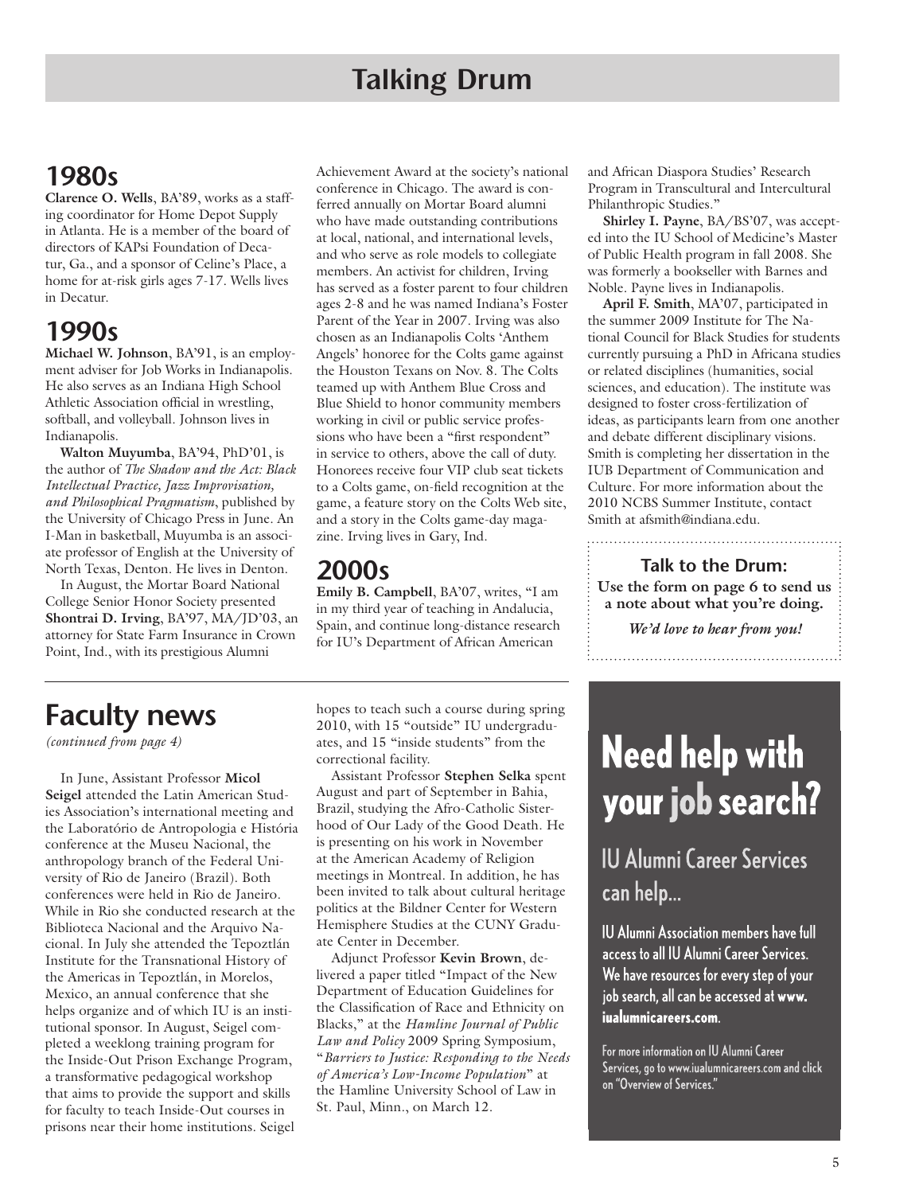# Talking Drum

## 1980s

**Clarence O. Wells**, BA'89, works as a staffing coordinator for Home Depot Supply in Atlanta. He is a member of the board of directors of KAPsi Foundation of Decatur, Ga., and a sponsor of Celine's Place, a home for at-risk girls ages 7-17. Wells lives in Decatur.

## 1990s

**Michael W. Johnson**, BA'91, is an employment adviser for Job Works in Indianapolis. He also serves as an Indiana High School Athletic Association official in wrestling, softball, and volleyball. Johnson lives in Indianapolis.

**Walton Muyumba**, BA'94, PhD'01, is the author of *The Shadow and the Act: Black Intellectual Practice, Jazz Improvisation, and Philosophical Pragmatism*, published by the University of Chicago Press in June. An I-Man in basketball, Muyumba is an associate professor of English at the University of North Texas, Denton. He lives in Denton.

In August, the Mortar Board National College Senior Honor Society presented **Shontrai D. Irving**, BA'97, MA/JD'03, an attorney for State Farm Insurance in Crown Point, Ind., with its prestigious Alumni Achievement Award at the society's national conference in Chicago. The award is conferred annually on Mortar Board alumni who have made outstanding contributions at local, national, and international levels, and who serve as role models to collegiate members. An activist for children, Irving has served as a foster parent to four children ages 2-8 and he was named Indiana's Foster Parent of the Year in 2007. Irving was also chosen as an Indianapolis Colts 'Anthem Angels' honoree for the Colts game against the Houston Texans on Nov. 8. The Colts teamed up with Anthem Blue Cross and Blue Shield to honor community members working in civil or public service professions who have been a "first respondent" in service to others, above the call of duty. Honorees receive four VIP club seat tickets to a Colts game, on-field recognition at the game, a feature story on the Colts Web site, and a story in the Colts game-day magazine. Irving lives in Gary, Ind.

## 2000s

**Emily B. Campbell**, BA'07, writes, "I am in my third year of teaching in Andalucia, Spain, and continue long-distance research for IU's Department of African American and African Diaspora Studies' Research Program in Transcultural and Intercultural Philanthropic Studies."

**Shirley I. Payne**, BA/BS'07, was accepted into the IU School of Medicine's Master of Public Health program in fall 2008. She was formerly a bookseller with Barnes and Noble. Payne lives in Indianapolis.

**April F. Smith**, MA'07, participated in the summer 2009 Institute for The National Council for Black Studies for students currently pursuing a PhD in Africana studies or related disciplines (humanities, social sciences, and education). The institute was designed to foster cross-fertilization of ideas, as participants learn from one another and debate different disciplinary visions. Smith is completing her dissertation in the IUB Department of Communication and Culture. For more information about the 2010 NCBS Summer Institute, contact Smith at afsmith@indiana.edu.

**Talk to the Drum:**
**Use the form on page 6 to send us a note about what you're doing.**
***We'd love to hear from you!***

# Faculty news

*(continued from page 4)*

In June, Assistant Professor **Micol Seigel** attended the Latin American Studies Association's international meeting and the Laboratório de Antropologia e História conference at the Museu Nacional, the anthropology branch of the Federal University of Rio de Janeiro (Brazil). Both conferences were held in Rio de Janeiro. While in Rio she conducted research at the Biblioteca Nacional and the Arquivo Nacional. In July she attended the Tepoztlán Institute for the Transnational History of the Americas in Tepoztlán, in Morelos, Mexico, an annual conference that she helps organize and of which IU is an institutional sponsor. In August, Seigel completed a weeklong training program for the Inside-Out Prison Exchange Program, a transformative pedagogical workshop that aims to provide the support and skills for faculty to teach Inside-Out courses in prisons near their home institutions. Seigel hopes to teach such a course during spring 2010, with 15 "outside" IU undergraduates, and 15 "inside students" from the correctional facility.

Assistant Professor **Stephen Selka** spent August and part of September in Bahia, Brazil, studying the Afro-Catholic Sisterhood of Our Lady of the Good Death. He is presenting on his work in November at the American Academy of Religion meetings in Montreal. In addition, he has been invited to talk about cultural heritage politics at the Bildner Center for Western Hemisphere Studies at the CUNY Graduate Center in December.

Adjunct Professor **Kevin Brown**, delivered a paper titled "Impact of the New Department of Education Guidelines for the Classification of Race and Ethnicity on Blacks," at the *Hamline Journal of Public Law and Policy* 2009 Spring Symposium, "*Barriers to Justice: Responding to the Needs of America's Low-Income Population*" at the Hamline University School of Law in St. Paul, Minn., on March 12.

# Need help with your job search?

## IU Alumni Career Services can help...

**IU Alumni Association members have full access to all IU Alumni Career Services. We have resources for every step of your job search, all can be accessed at www.iualumnicareers.com.**

For more information on IU Alumni Career Services, go to www.iualumnicareers.com and click on "Overview of Services."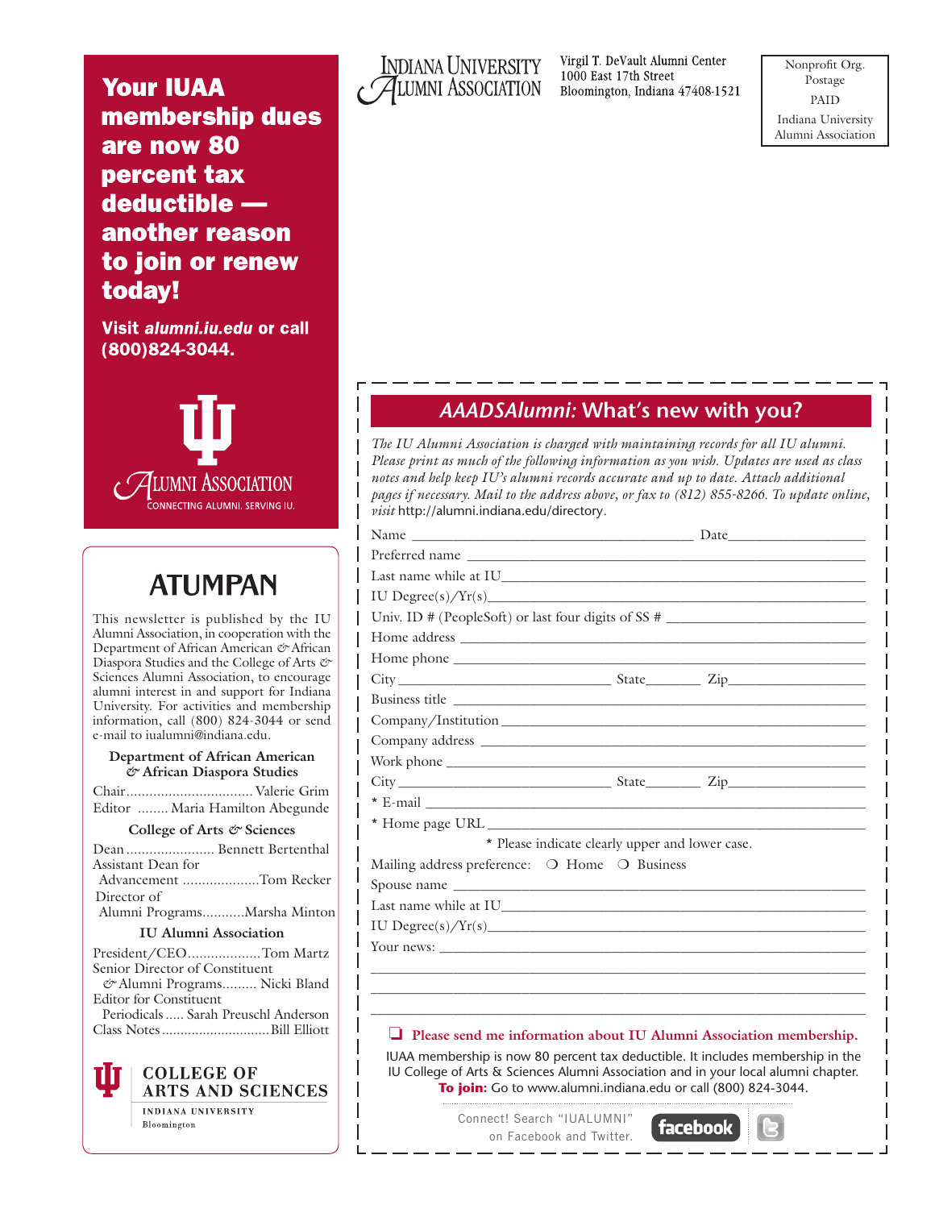**Your IUAA membership dues are now 80 percent tax deductible — another reason to join or renew today!**

**Visit *alumni.iu.edu* or call (800)824-3044.**

ALUMNI ASSOCIATION
CONNECTING ALUMNI. SERVING IU.

## ATUMPAN

This newsletter is published by the IU Alumni Association, in cooperation with the Department of African American & African Diaspora Studies and the College of Arts & Sciences Alumni Association, to encourage alumni interest in and support for Indiana University. For activities and membership information, call (800) 824-3044 or send e-mail to iualumni@indiana.edu.

**Department of African American & African Diaspora Studies**

Chair ................................. Valerie Grim
Editor ........ Maria Hamilton Abegunde

**College of Arts & Sciences**

Dean ....................... Bennett Bertenthal
Assistant Dean for Advancement ....................Tom Recker
Director of Alumni Programs...........Marsha Minton

**IU Alumni Association**

President/CEO...................Tom Martz
Senior Director of Constituent & Alumni Programs......... Nicki Bland
Editor for Constituent Periodicals..... Sarah Preuschl Anderson
Class Notes.............................Bill Elliott

COLLEGE OF ARTS AND SCIENCES
INDIANA UNIVERSITY
Bloomington

INDIANA UNIVERSITY ALUMNI ASSOCIATION

Virgil T. DeVault Alumni Center
1000 East 17th Street
Bloomington, Indiana 47408-1521

Nonprofit Org.
Postage
PAID
Indiana University
Alumni Association

## *AAADSAlumni:* What's new with you?

*The IU Alumni Association is charged with maintaining records for all IU alumni. Please print as much of the following information as you wish. Updates are used as class notes and help keep IU's alumni records accurate and up to date. Attach additional pages if necessary. Mail to the address above, or fax to (812) 855-8266. To update online, visit* http://alumni.indiana.edu/directory.

Name ______________________ Date ______________
Preferred name ______________________
Last name while at IU______________________
IU Degree(s)/Yr(s)______________________
Univ. ID # (PeopleSoft) or last four digits of SS # ______________
Home address ______________________
Home phone ______________________
City ______________ State______ Zip______________
Business title ______________________
Company/Institution ______________________
Company address ______________________
Work phone ______________________
City ______________ State______ Zip______________
\* E-mail ______________________
\* Home page URL ______________________

\* Please indicate clearly upper and lower case.

Mailing address preference: ❍ Home ❍ Business
Spouse name ______________________
Last name while at IU______________________
IU Degree(s)/Yr(s)______________________
Your news: ______________________

❏ **Please send me information about IU Alumni Association membership.**

IUAA membership is now 80 percent tax deductible. It includes membership in the IU College of Arts & Sciences Alumni Association and in your local alumni chapter. **To join:** Go to www.alumni.indiana.edu or call (800) 824-3044.

Connect! Search "IUALUMNI" on Facebook and Twitter.